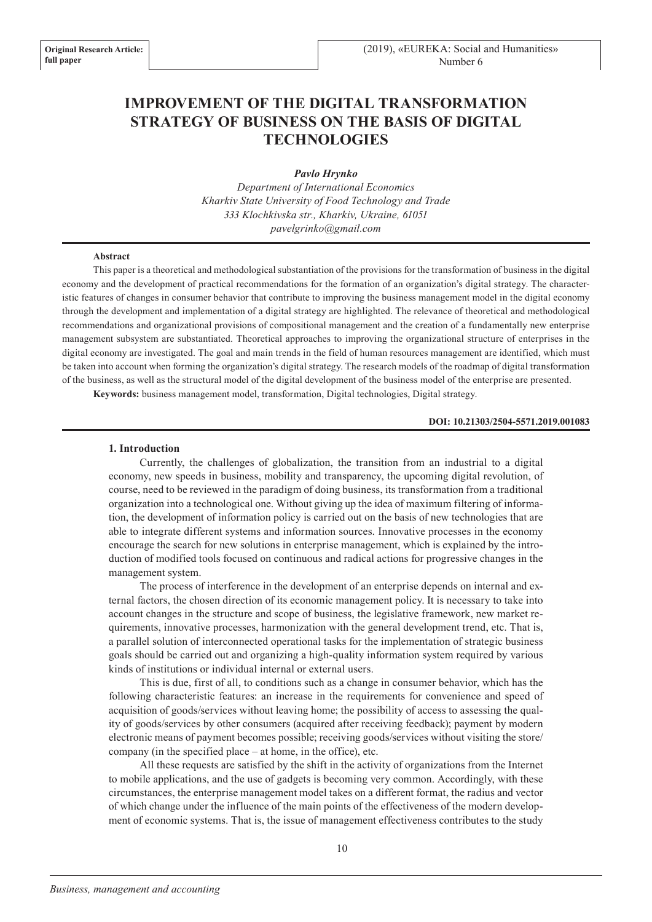**Original Research Article: full paper**

# IMPROVEMENT OF THE DIGITAL TRANSFORMATION STRATEGY OF BUSINESS ON THE BASIS OF DIGITAL TECHNOLOGIES

***Pavlo Hrynko***

*Department of International Economics*
*Kharkiv State University of Food Technology and Trade*
*333 Klochkivska str., Kharkiv, Ukraine, 61051*
*pavelgrinko@gmail.com*

**Abstract**

This paper is a theoretical and methodological substantiation of the provisions for the transformation of business in the digital economy and the development of practical recommendations for the formation of an organization's digital strategy. The characteristic features of changes in consumer behavior that contribute to improving the business management model in the digital economy through the development and implementation of a digital strategy are highlighted. The relevance of theoretical and methodological recommendations and organizational provisions of compositional management and the creation of a fundamentally new enterprise management subsystem are substantiated. Theoretical approaches to improving the organizational structure of enterprises in the digital economy are investigated. The goal and main trends in the field of human resources management are identified, which must be taken into account when forming the organization's digital strategy. The research models of the roadmap of digital transformation of the business, as well as the structural model of the digital development of the business model of the enterprise are presented.

**Keywords:** business management model, transformation, Digital technologies, Digital strategy.

**DOI: 10.21303/2504-5571.2019.001083**

## 1. Introduction

Currently, the challenges of globalization, the transition from an industrial to a digital economy, new speeds in business, mobility and transparency, the upcoming digital revolution, of course, need to be reviewed in the paradigm of doing business, its transformation from a traditional organization into a technological one. Without giving up the idea of maximum filtering of information, the development of information policy is carried out on the basis of new technologies that are able to integrate different systems and information sources. Innovative processes in the economy encourage the search for new solutions in enterprise management, which is explained by the introduction of modified tools focused on continuous and radical actions for progressive changes in the management system.

The process of interference in the development of an enterprise depends on internal and external factors, the chosen direction of its economic management policy. It is necessary to take into account changes in the structure and scope of business, the legislative framework, new market requirements, innovative processes, harmonization with the general development trend, etc. That is, a parallel solution of interconnected operational tasks for the implementation of strategic business goals should be carried out and organizing a high-quality information system required by various kinds of institutions or individual internal or external users.

This is due, first of all, to conditions such as a change in consumer behavior, which has the following characteristic features: an increase in the requirements for convenience and speed of acquisition of goods/services without leaving home; the possibility of access to assessing the quality of goods/services by other consumers (acquired after receiving feedback); payment by modern electronic means of payment becomes possible; receiving goods/services without visiting the store/company (in the specified place – at home, in the office), etc.

All these requests are satisfied by the shift in the activity of organizations from the Internet to mobile applications, and the use of gadgets is becoming very common. Accordingly, with these circumstances, the enterprise management model takes on a different format, the radius and vector of which change under the influence of the main points of the effectiveness of the modern development of economic systems. That is, the issue of management effectiveness contributes to the study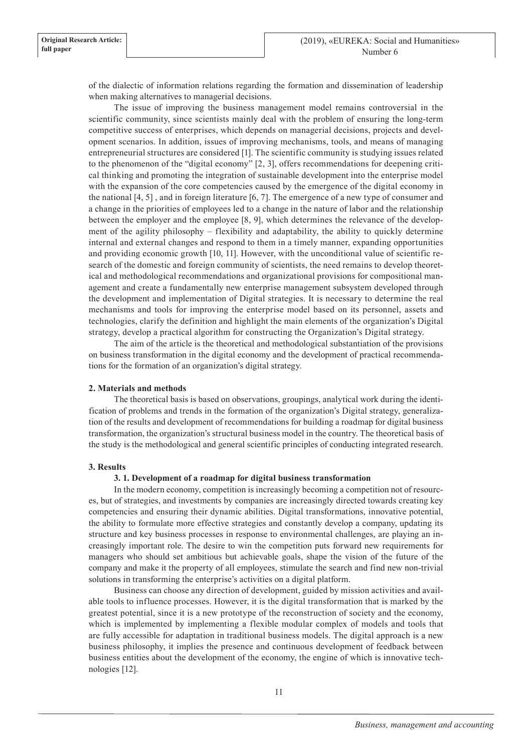of the dialectic of information relations regarding the formation and dissemination of leadership when making alternatives to managerial decisions.

The issue of improving the business management model remains controversial in the scientific community, since scientists mainly deal with the problem of ensuring the long-term competitive success of enterprises, which depends on managerial decisions, projects and development scenarios. In addition, issues of improving mechanisms, tools, and means of managing entrepreneurial structures are considered [1]. The scientific community is studying issues related to the phenomenon of the "digital economy" [2, 3], offers recommendations for deepening critical thinking and promoting the integration of sustainable development into the enterprise model with the expansion of the core competencies caused by the emergence of the digital economy in the national [4, 5] , and in foreign literature [6, 7]. The emergence of a new type of consumer and a change in the priorities of employees led to a change in the nature of labor and the relationship between the employer and the employee [8, 9], which determines the relevance of the development of the agility philosophy – flexibility and adaptability, the ability to quickly determine internal and external changes and respond to them in a timely manner, expanding opportunities and providing economic growth [10, 11]. However, with the unconditional value of scientific research of the domestic and foreign community of scientists, the need remains to develop theoretical and methodological recommendations and organizational provisions for compositional management and create a fundamentally new enterprise management subsystem developed through the development and implementation of Digital strategies. It is necessary to determine the real mechanisms and tools for improving the enterprise model based on its personnel, assets and technologies, clarify the definition and highlight the main elements of the organization's Digital strategy, develop a practical algorithm for constructing the Organization's Digital strategy.

The aim of the article is the theoretical and methodological substantiation of the provisions on business transformation in the digital economy and the development of practical recommendations for the formation of an organization's digital strategy.

## 2. Materials and methods

The theoretical basis is based on observations, groupings, analytical work during the identification of problems and trends in the formation of the organization's Digital strategy, generalization of the results and development of recommendations for building a roadmap for digital business transformation, the organization's structural business model in the country. The theoretical basis of the study is the methodological and general scientific principles of conducting integrated research.

## 3. Results

### 3. 1. Development of a roadmap for digital business transformation

In the modern economy, competition is increasingly becoming a competition not of resources, but of strategies, and investments by companies are increasingly directed towards creating key competencies and ensuring their dynamic abilities. Digital transformations, innovative potential, the ability to formulate more effective strategies and constantly develop a company, updating its structure and key business processes in response to environmental challenges, are playing an increasingly important role. The desire to win the competition puts forward new requirements for managers who should set ambitious but achievable goals, shape the vision of the future of the company and make it the property of all employees, stimulate the search and find new non-trivial solutions in transforming the enterprise's activities on a digital platform.

Business can choose any direction of development, guided by mission activities and available tools to influence processes. However, it is the digital transformation that is marked by the greatest potential, since it is a new prototype of the reconstruction of society and the economy, which is implemented by implementing a flexible modular complex of models and tools that are fully accessible for adaptation in traditional business models. The digital approach is a new business philosophy, it implies the presence and continuous development of feedback between business entities about the development of the economy, the engine of which is innovative technologies [12].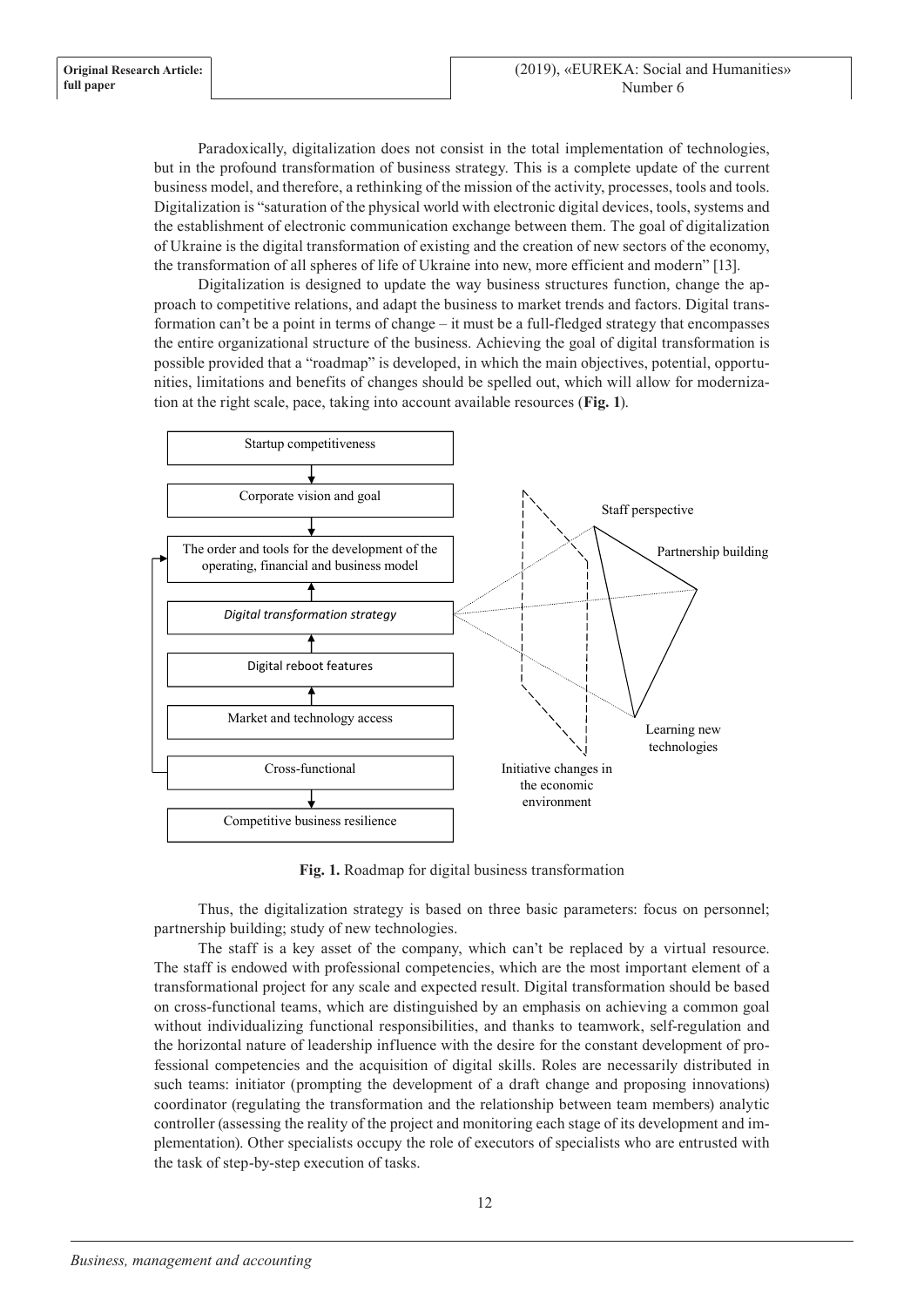Paradoxically, digitalization does not consist in the total implementation of technologies, but in the profound transformation of business strategy. This is a complete update of the current business model, and therefore, a rethinking of the mission of the activity, processes, tools and tools. Digitalization is "saturation of the physical world with electronic digital devices, tools, systems and the establishment of electronic communication exchange between them. The goal of digitalization of Ukraine is the digital transformation of existing and the creation of new sectors of the economy, the transformation of all spheres of life of Ukraine into new, more efficient and modern" [13].

Digitalization is designed to update the way business structures function, change the approach to competitive relations, and adapt the business to market trends and factors. Digital transformation can't be a point in terms of change – it must be a full-fledged strategy that encompasses the entire organizational structure of the business. Achieving the goal of digital transformation is possible provided that a "roadmap" is developed, in which the main objectives, potential, opportunities, limitations and benefits of changes should be spelled out, which will allow for modernization at the right scale, pace, taking into account available resources (**Fig. 1**).

Startup competitiveness

Corporate vision and goal

The order and tools for the development of the operating, financial and business model

*Digital transformation strategy*

Digital reboot features

Market and technology access

Cross-functional

Competitive business resilience

Staff perspective

Partnership building

Learning new technologies

Initiative changes in the economic environment

**Fig. 1.** Roadmap for digital business transformation

Thus, the digitalization strategy is based on three basic parameters: focus on personnel; partnership building; study of new technologies.

The staff is a key asset of the company, which can't be replaced by a virtual resource. The staff is endowed with professional competencies, which are the most important element of a transformational project for any scale and expected result. Digital transformation should be based on cross-functional teams, which are distinguished by an emphasis on achieving a common goal without individualizing functional responsibilities, and thanks to teamwork, self-regulation and the horizontal nature of leadership influence with the desire for the constant development of professional competencies and the acquisition of digital skills. Roles are necessarily distributed in such teams: initiator (prompting the development of a draft change and proposing innovations) coordinator (regulating the transformation and the relationship between team members) analytic controller (assessing the reality of the project and monitoring each stage of its development and implementation). Other specialists occupy the role of executors of specialists who are entrusted with the task of step-by-step execution of tasks.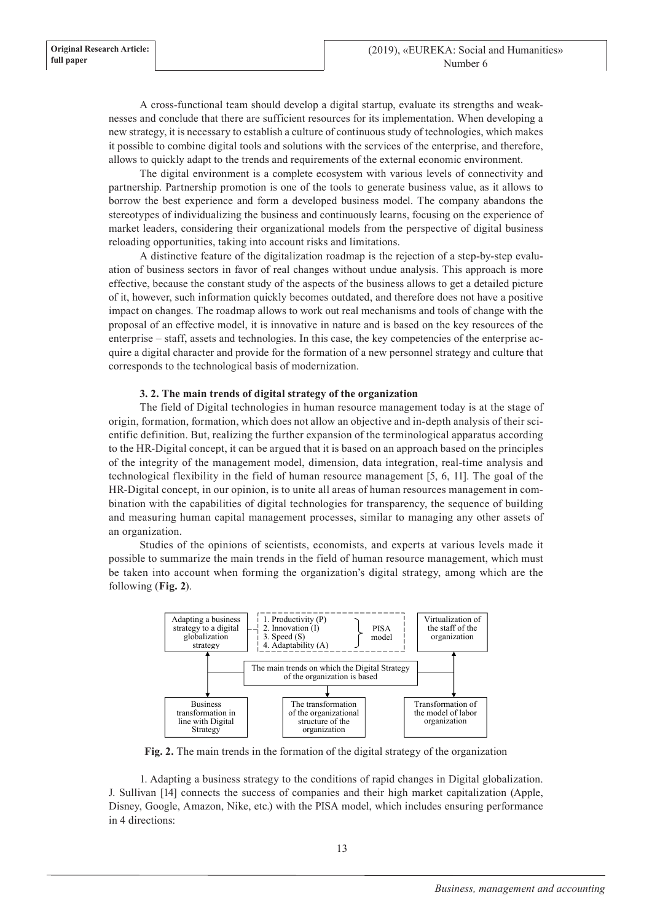A cross-functional team should develop a digital startup, evaluate its strengths and weaknesses and conclude that there are sufficient resources for its implementation. When developing a new strategy, it is necessary to establish a culture of continuous study of technologies, which makes it possible to combine digital tools and solutions with the services of the enterprise, and therefore, allows to quickly adapt to the trends and requirements of the external economic environment.

The digital environment is a complete ecosystem with various levels of connectivity and partnership. Partnership promotion is one of the tools to generate business value, as it allows to borrow the best experience and form a developed business model. The company abandons the stereotypes of individualizing the business and continuously learns, focusing on the experience of market leaders, considering their organizational models from the perspective of digital business reloading opportunities, taking into account risks and limitations.

A distinctive feature of the digitalization roadmap is the rejection of a step-by-step evaluation of business sectors in favor of real changes without undue analysis. This approach is more effective, because the constant study of the aspects of the business allows to get a detailed picture of it, however, such information quickly becomes outdated, and therefore does not have a positive impact on changes. The roadmap allows to work out real mechanisms and tools of change with the proposal of an effective model, it is innovative in nature and is based on the key resources of the enterprise – staff, assets and technologies. In this case, the key competencies of the enterprise acquire a digital character and provide for the formation of a new personnel strategy and culture that corresponds to the technological basis of modernization.

### 3. 2. The main trends of digital strategy of the organization

The field of Digital technologies in human resource management today is at the stage of origin, formation, formation, which does not allow an objective and in-depth analysis of their scientific definition. But, realizing the further expansion of the terminological apparatus according to the HR-Digital concept, it can be argued that it is based on an approach based on the principles of the integrity of the management model, dimension, data integration, real-time analysis and technological flexibility in the field of human resource management [5, 6, 11]. The goal of the HR-Digital concept, in our opinion, is to unite all areas of human resources management in combination with the capabilities of digital technologies for transparency, the sequence of building and measuring human capital management processes, similar to managing any other assets of an organization.

Studies of the opinions of scientists, economists, and experts at various levels made it possible to summarize the main trends in the field of human resource management, which must be taken into account when forming the organization's digital strategy, among which are the following (**Fig. 2**).

Adapting a business strategy to a digital globalization strategy

1. Productivity (P)
2. Innovation (I)
3. Speed (S)
4. Adaptability (A)

PISA model

Virtualization of the staff of the organization

The main trends on which the Digital Strategy of the organization is based

Business transformation in line with Digital Strategy

The transformation of the organizational structure of the organization

Transformation of the model of labor organization

**Fig. 2.** The main trends in the formation of the digital strategy of the organization

1. Adapting a business strategy to the conditions of rapid changes in Digital globalization. J. Sullivan [14] connects the success of companies and their high market capitalization (Apple, Disney, Google, Amazon, Nike, etc.) with the PISA model, which includes ensuring performance in 4 directions: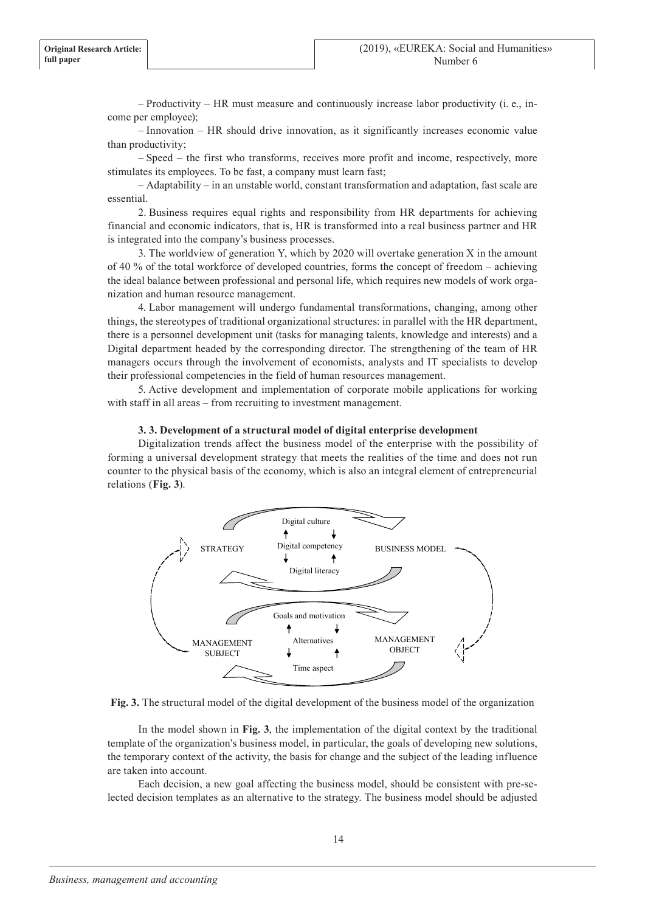– Productivity – HR must measure and continuously increase labor productivity (i. e., income per employee);

– Innovation – HR should drive innovation, as it significantly increases economic value than productivity;

– Speed – the first who transforms, receives more profit and income, respectively, more stimulates its employees. To be fast, a company must learn fast;

– Adaptability – in an unstable world, constant transformation and adaptation, fast scale are essential.

2. Business requires equal rights and responsibility from HR departments for achieving financial and economic indicators, that is, HR is transformed into a real business partner and HR is integrated into the company's business processes.

3. The worldview of generation Y, which by 2020 will overtake generation X in the amount of 40 % of the total workforce of developed countries, forms the concept of freedom – achieving the ideal balance between professional and personal life, which requires new models of work organization and human resource management.

4. Labor management will undergo fundamental transformations, changing, among other things, the stereotypes of traditional organizational structures: in parallel with the HR department, there is a personnel development unit (tasks for managing talents, knowledge and interests) and a Digital department headed by the corresponding director. The strengthening of the team of HR managers occurs through the involvement of economists, analysts and IT specialists to develop their professional competencies in the field of human resources management.

5. Active development and implementation of corporate mobile applications for working with staff in all areas – from recruiting to investment management.

### 3. 3. Development of a structural model of digital enterprise development

Digitalization trends affect the business model of the enterprise with the possibility of forming a universal development strategy that meets the realities of the time and does not run counter to the physical basis of the economy, which is also an integral element of entrepreneurial relations (**Fig. 3**).

**Fig. 3.** The structural model of the digital development of the business model of the organization

In the model shown in **Fig. 3**, the implementation of the digital context by the traditional template of the organization's business model, in particular, the goals of developing new solutions, the temporary context of the activity, the basis for change and the subject of the leading influence are taken into account.

Each decision, a new goal affecting the business model, should be consistent with pre-selected decision templates as an alternative to the strategy. The business model should be adjusted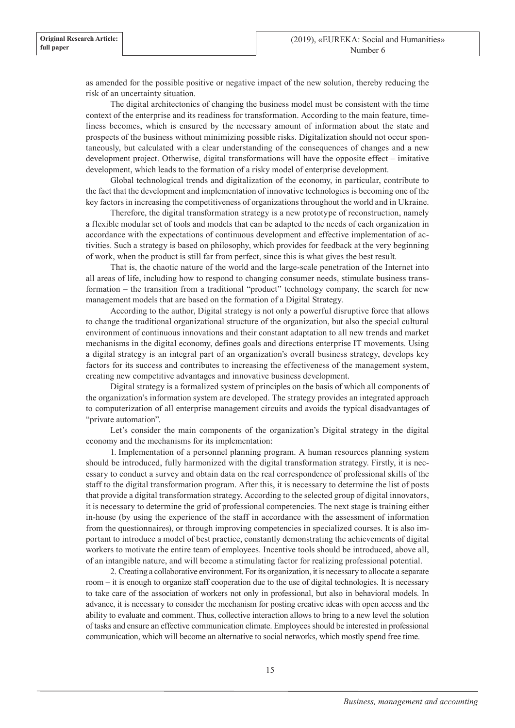as amended for the possible positive or negative impact of the new solution, thereby reducing the risk of an uncertainty situation.

The digital architectonics of changing the business model must be consistent with the time context of the enterprise and its readiness for transformation. According to the main feature, timeliness becomes, which is ensured by the necessary amount of information about the state and prospects of the business without minimizing possible risks. Digitalization should not occur spontaneously, but calculated with a clear understanding of the consequences of changes and a new development project. Otherwise, digital transformations will have the opposite effect – imitative development, which leads to the formation of a risky model of enterprise development.

Global technological trends and digitalization of the economy, in particular, contribute to the fact that the development and implementation of innovative technologies is becoming one of the key factors in increasing the competitiveness of organizations throughout the world and in Ukraine.

Therefore, the digital transformation strategy is a new prototype of reconstruction, namely a flexible modular set of tools and models that can be adapted to the needs of each organization in accordance with the expectations of continuous development and effective implementation of activities. Such a strategy is based on philosophy, which provides for feedback at the very beginning of work, when the product is still far from perfect, since this is what gives the best result.

That is, the chaotic nature of the world and the large-scale penetration of the Internet into all areas of life, including how to respond to changing consumer needs, stimulate business transformation – the transition from a traditional "product" technology company, the search for new management models that are based on the formation of a Digital Strategy.

According to the author, Digital strategy is not only a powerful disruptive force that allows to change the traditional organizational structure of the organization, but also the special cultural environment of continuous innovations and their constant adaptation to all new trends and market mechanisms in the digital economy, defines goals and directions enterprise IT movements. Using a digital strategy is an integral part of an organization's overall business strategy, develops key factors for its success and contributes to increasing the effectiveness of the management system, creating new competitive advantages and innovative business development.

Digital strategy is a formalized system of principles on the basis of which all components of the organization's information system are developed. The strategy provides an integrated approach to computerization of all enterprise management circuits and avoids the typical disadvantages of "private automation".

Let's consider the main components of the organization's Digital strategy in the digital economy and the mechanisms for its implementation:

1. Implementation of a personnel planning program. A human resources planning system should be introduced, fully harmonized with the digital transformation strategy. Firstly, it is necessary to conduct a survey and obtain data on the real correspondence of professional skills of the staff to the digital transformation program. After this, it is necessary to determine the list of posts that provide a digital transformation strategy. According to the selected group of digital innovators, it is necessary to determine the grid of professional competencies. The next stage is training either in-house (by using the experience of the staff in accordance with the assessment of information from the questionnaires), or through improving competencies in specialized courses. It is also important to introduce a model of best practice, constantly demonstrating the achievements of digital workers to motivate the entire team of employees. Incentive tools should be introduced, above all, of an intangible nature, and will become a stimulating factor for realizing professional potential.

2. Creating a collaborative environment. For its organization, it is necessary to allocate a separate room – it is enough to organize staff cooperation due to the use of digital technologies. It is necessary to take care of the association of workers not only in professional, but also in behavioral models. In advance, it is necessary to consider the mechanism for posting creative ideas with open access and the ability to evaluate and comment. Thus, collective interaction allows to bring to a new level the solution of tasks and ensure an effective communication climate. Employees should be interested in professional communication, which will become an alternative to social networks, which mostly spend free time.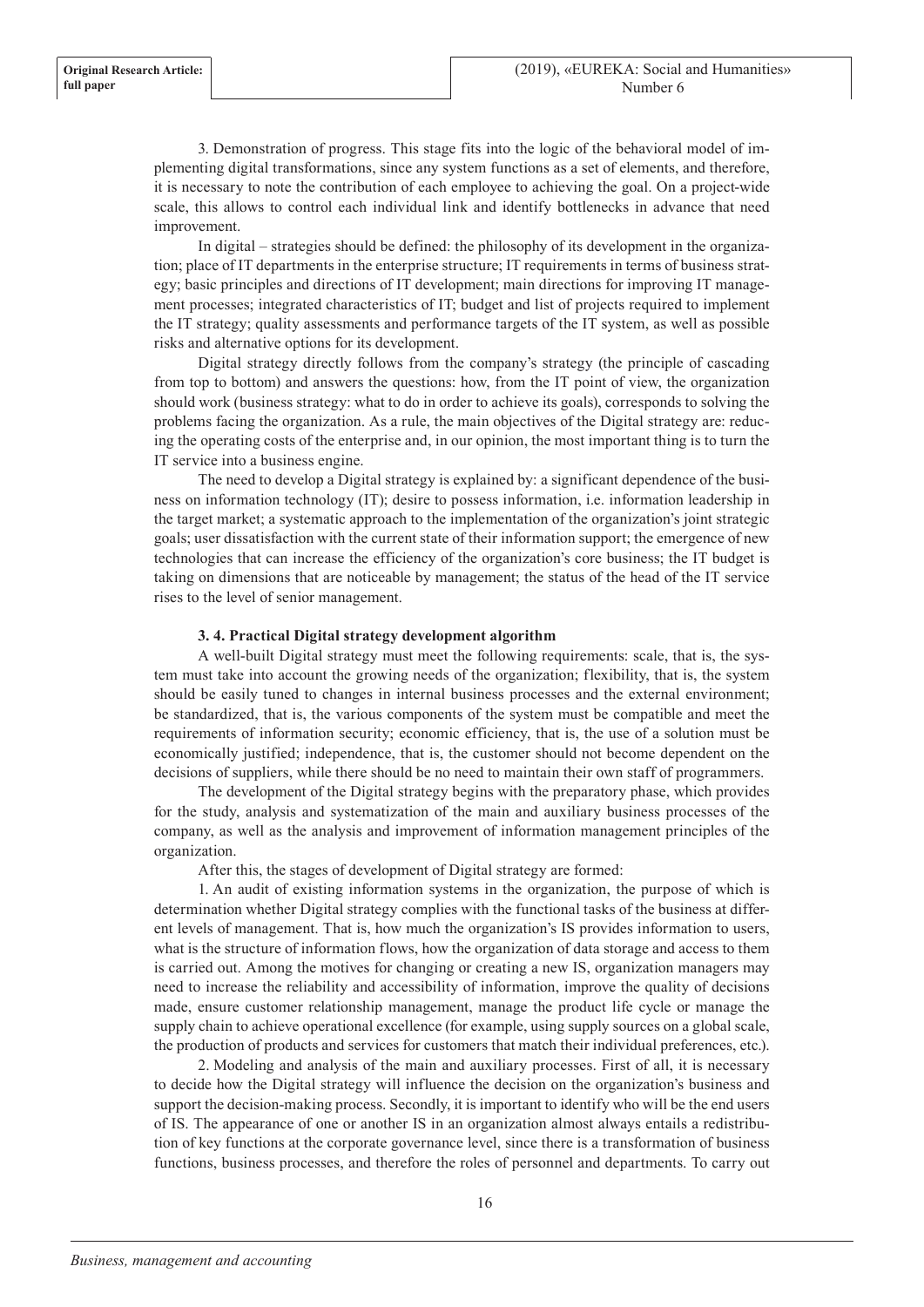3. Demonstration of progress. This stage fits into the logic of the behavioral model of implementing digital transformations, since any system functions as a set of elements, and therefore, it is necessary to note the contribution of each employee to achieving the goal. On a project-wide scale, this allows to control each individual link and identify bottlenecks in advance that need improvement.

In digital – strategies should be defined: the philosophy of its development in the organization; place of IT departments in the enterprise structure; IT requirements in terms of business strategy; basic principles and directions of IT development; main directions for improving IT management processes; integrated characteristics of IT; budget and list of projects required to implement the IT strategy; quality assessments and performance targets of the IT system, as well as possible risks and alternative options for its development.

Digital strategy directly follows from the company's strategy (the principle of cascading from top to bottom) and answers the questions: how, from the IT point of view, the organization should work (business strategy: what to do in order to achieve its goals), corresponds to solving the problems facing the organization. As a rule, the main objectives of the Digital strategy are: reducing the operating costs of the enterprise and, in our opinion, the most important thing is to turn the IT service into a business engine.

The need to develop a Digital strategy is explained by: a significant dependence of the business on information technology (IT); desire to possess information, i.e. information leadership in the target market; a systematic approach to the implementation of the organization's joint strategic goals; user dissatisfaction with the current state of their information support; the emergence of new technologies that can increase the efficiency of the organization's core business; the IT budget is taking on dimensions that are noticeable by management; the status of the head of the IT service rises to the level of senior management.

### 3. 4. Practical Digital strategy development algorithm

A well-built Digital strategy must meet the following requirements: scale, that is, the system must take into account the growing needs of the organization; flexibility, that is, the system should be easily tuned to changes in internal business processes and the external environment; be standardized, that is, the various components of the system must be compatible and meet the requirements of information security; economic efficiency, that is, the use of a solution must be economically justified; independence, that is, the customer should not become dependent on the decisions of suppliers, while there should be no need to maintain their own staff of programmers.

The development of the Digital strategy begins with the preparatory phase, which provides for the study, analysis and systematization of the main and auxiliary business processes of the company, as well as the analysis and improvement of information management principles of the organization.

After this, the stages of development of Digital strategy are formed:

1. An audit of existing information systems in the organization, the purpose of which is determination whether Digital strategy complies with the functional tasks of the business at different levels of management. That is, how much the organization's IS provides information to users, what is the structure of information flows, how the organization of data storage and access to them is carried out. Among the motives for changing or creating a new IS, organization managers may need to increase the reliability and accessibility of information, improve the quality of decisions made, ensure customer relationship management, manage the product life cycle or manage the supply chain to achieve operational excellence (for example, using supply sources on a global scale, the production of products and services for customers that match their individual preferences, etc.).

2. Modeling and analysis of the main and auxiliary processes. First of all, it is necessary to decide how the Digital strategy will influence the decision on the organization's business and support the decision-making process. Secondly, it is important to identify who will be the end users of IS. The appearance of one or another IS in an organization almost always entails a redistribution of key functions at the corporate governance level, since there is a transformation of business functions, business processes, and therefore the roles of personnel and departments. To carry out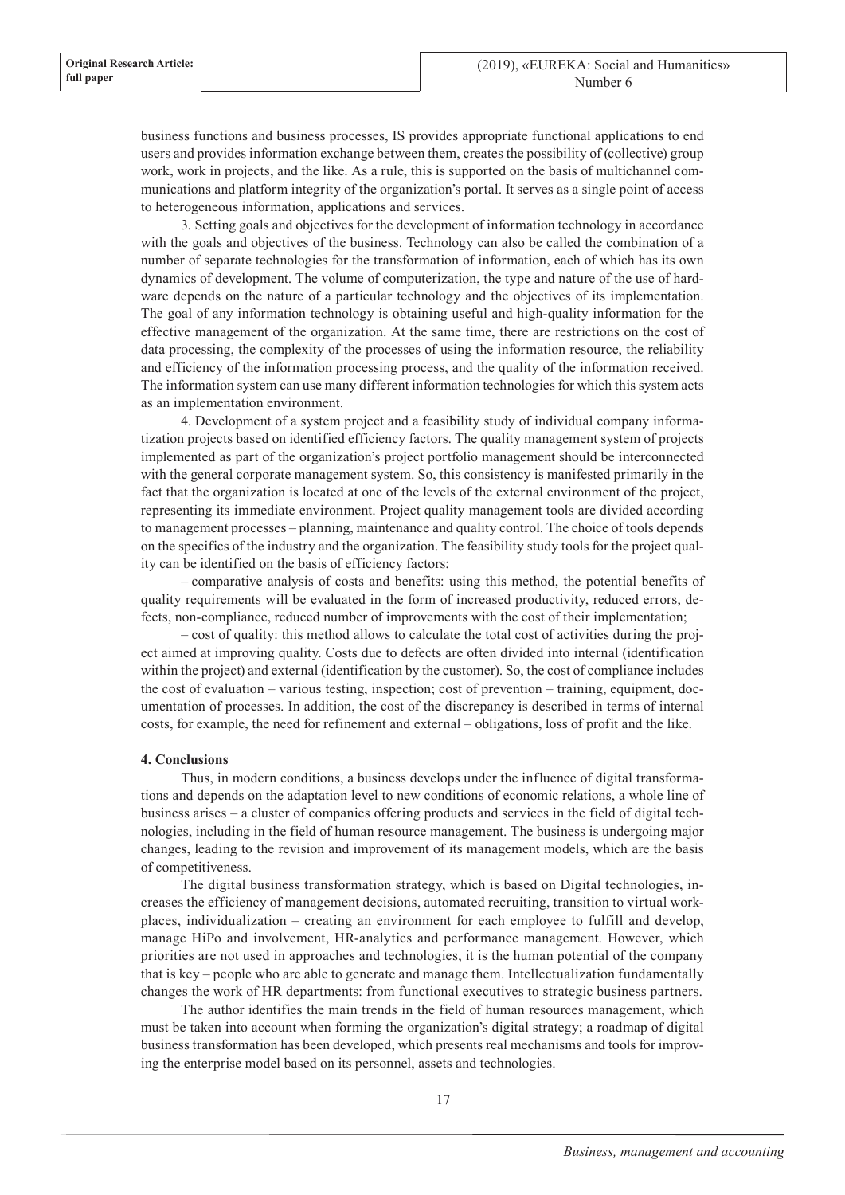business functions and business processes, IS provides appropriate functional applications to end users and provides information exchange between them, creates the possibility of (collective) group work, work in projects, and the like. As a rule, this is supported on the basis of multichannel communications and platform integrity of the organization's portal. It serves as a single point of access to heterogeneous information, applications and services.

3. Setting goals and objectives for the development of information technology in accordance with the goals and objectives of the business. Technology can also be called the combination of a number of separate technologies for the transformation of information, each of which has its own dynamics of development. The volume of computerization, the type and nature of the use of hardware depends on the nature of a particular technology and the objectives of its implementation. The goal of any information technology is obtaining useful and high-quality information for the effective management of the organization. At the same time, there are restrictions on the cost of data processing, the complexity of the processes of using the information resource, the reliability and efficiency of the information processing process, and the quality of the information received. The information system can use many different information technologies for which this system acts as an implementation environment.

4. Development of a system project and a feasibility study of individual company informatization projects based on identified efficiency factors. The quality management system of projects implemented as part of the organization's project portfolio management should be interconnected with the general corporate management system. So, this consistency is manifested primarily in the fact that the organization is located at one of the levels of the external environment of the project, representing its immediate environment. Project quality management tools are divided according to management processes – planning, maintenance and quality control. The choice of tools depends on the specifics of the industry and the organization. The feasibility study tools for the project quality can be identified on the basis of efficiency factors:

– comparative analysis of costs and benefits: using this method, the potential benefits of quality requirements will be evaluated in the form of increased productivity, reduced errors, defects, non-compliance, reduced number of improvements with the cost of their implementation;

– cost of quality: this method allows to calculate the total cost of activities during the project aimed at improving quality. Costs due to defects are often divided into internal (identification within the project) and external (identification by the customer). So, the cost of compliance includes the cost of evaluation – various testing, inspection; cost of prevention – training, equipment, documentation of processes. In addition, the cost of the discrepancy is described in terms of internal costs, for example, the need for refinement and external – obligations, loss of profit and the like.

## 4. Conclusions

Thus, in modern conditions, a business develops under the influence of digital transformations and depends on the adaptation level to new conditions of economic relations, a whole line of business arises – a cluster of companies offering products and services in the field of digital technologies, including in the field of human resource management. The business is undergoing major changes, leading to the revision and improvement of its management models, which are the basis of competitiveness.

The digital business transformation strategy, which is based on Digital technologies, increases the efficiency of management decisions, automated recruiting, transition to virtual workplaces, individualization – creating an environment for each employee to fulfill and develop, manage HiPo and involvement, HR-analytics and performance management. However, which priorities are not used in approaches and technologies, it is the human potential of the company that is key – people who are able to generate and manage them. Intellectualization fundamentally changes the work of HR departments: from functional executives to strategic business partners.

The author identifies the main trends in the field of human resources management, which must be taken into account when forming the organization's digital strategy; a roadmap of digital business transformation has been developed, which presents real mechanisms and tools for improving the enterprise model based on its personnel, assets and technologies.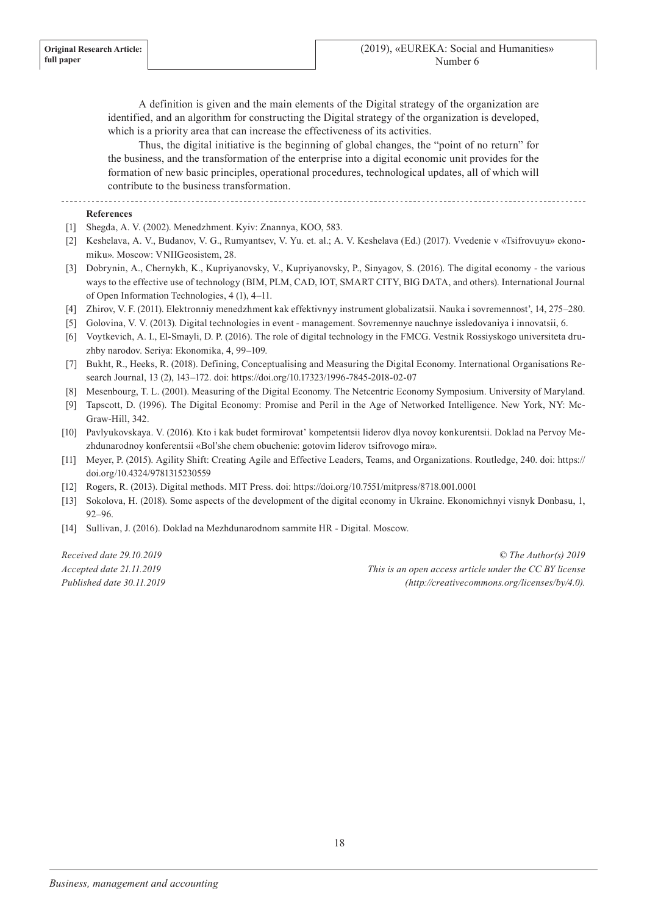A definition is given and the main elements of the Digital strategy of the organization are identified, and an algorithm for constructing the Digital strategy of the organization is developed, which is a priority area that can increase the effectiveness of its activities.

Thus, the digital initiative is the beginning of global changes, the "point of no return" for the business, and the transformation of the enterprise into a digital economic unit provides for the formation of new basic principles, operational procedures, technological updates, all of which will contribute to the business transformation.

---

**References**

[1] Shegda, A. V. (2002). Menedzhment. Kyiv: Znannya, KOO, 583.

[2] Keshelava, A. V., Budanov, V. G., Rumyantsev, V. Yu. et. al.; A. V. Keshelava (Ed.) (2017). Vvedenie v «Tsifrovuyu» ekonomiku». Moscow: VNIIGeosistem, 28.

[3] Dobrynin, A., Chernykh, K., Kupriyanovsky, V., Kupriyanovsky, P., Sinyagov, S. (2016). The digital economy - the various ways to the effective use of technology (BIM, PLM, CAD, IOT, SMART CITY, BIG DATA, and others). International Journal of Open Information Technologies, 4 (1), 4–11.

[4] Zhirov, V. F. (2011). Elektronniy menedzhment kak effektivnyy instrument globalizatsii. Nauka i sovremennost', 14, 275–280.

[5] Golovina, V. V. (2013). Digital technologies in event - management. Sovremennye nauchnye issledovaniya i innovatsii, 6.

[6] Voytkevich, A. I., El-Smayli, D. P. (2016). The role of digital technology in the FMCG. Vestnik Rossiyskogo universiteta druzhby narodov. Seriya: Ekonomika, 4, 99–109.

[7] Bukht, R., Heeks, R. (2018). Defining, Conceptualising and Measuring the Digital Economy. International Organisations Research Journal, 13 (2), 143–172. doi: https://doi.org/10.17323/1996-7845-2018-02-07

[8] Mesenbourg, T. L. (2001). Measuring of the Digital Economy. The Netcentric Economy Symposium. University of Maryland.

[9] Tapscott, D. (1996). The Digital Economy: Promise and Peril in the Age of Networked Intelligence. New York, NY: McGraw-Hill, 342.

[10] Pavlyukovskaya. V. (2016). Kto i kak budet formirovat' kompetentsii liderov dlya novoy konkurentsii. Doklad na Pervoy Mezhdunarodnoy konferentsii «Bol'she chem obuchenie: gotovim liderov tsifrovogo mira».

[11] Meyer, P. (2015). Agility Shift: Creating Agile and Effective Leaders, Teams, and Organizations. Routledge, 240. doi: https://doi.org/10.4324/9781315230559

[12] Rogers, R. (2013). Digital methods. MIT Press. doi: https://doi.org/10.7551/mitpress/8718.001.0001

[13] Sokolova, H. (2018). Some aspects of the development of the digital economy in Ukraine. Ekonomichnyi visnyk Donbasu, 1, 92–96.

[14] Sullivan, J. (2016). Doklad na Mezhdunarodnom sammite HR - Digital. Moscow.

*Received date 29.10.2019*
*Accepted date 21.11.2019*
*Published date 30.11.2019*

*© The Author(s) 2019*
*This is an open access article under the CC BY license (http://creativecommons.org/licenses/by/4.0).*